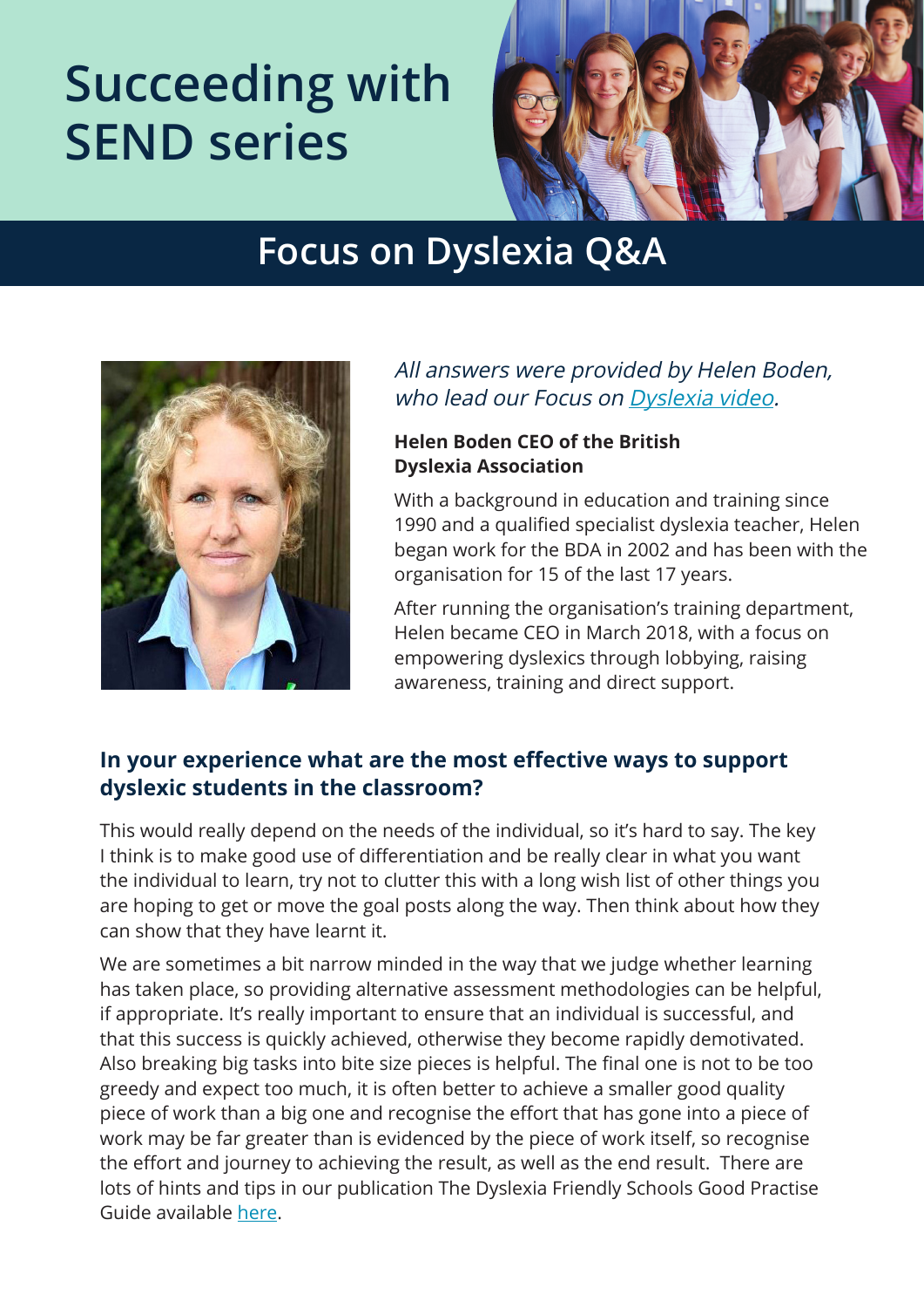# Succeeding with SEND series

## Focus on Dyslexia Q&A

*All answers were provided by Helen Boden, who lead our Focus on [Dyslexia video](#).*

**Helen Boden CEO of the British Dyslexia Association**

With a background in education and training since 1990 and a qualified specialist dyslexia teacher, Helen began work for the BDA in 2002 and has been with the organisation for 15 of the last 17 years.

After running the organisation's training department, Helen became CEO in March 2018, with a focus on empowering dyslexics through lobbying, raising awareness, training and direct support.

### In your experience what are the most effective ways to support dyslexic students in the classroom?

This would really depend on the needs of the individual, so it's hard to say. The key I think is to make good use of differentiation and be really clear in what you want the individual to learn, try not to clutter this with a long wish list of other things you are hoping to get or move the goal posts along the way. Then think about how they can show that they have learnt it.

We are sometimes a bit narrow minded in the way that we judge whether learning has taken place, so providing alternative assessment methodologies can be helpful, if appropriate. It's really important to ensure that an individual is successful, and that this success is quickly achieved, otherwise they become rapidly demotivated. Also breaking big tasks into bite size pieces is helpful. The final one is not to be too greedy and expect too much, it is often better to achieve a smaller good quality piece of work than a big one and recognise the effort that has gone into a piece of work may be far greater than is evidenced by the piece of work itself, so recognise the effort and journey to achieving the result, as well as the end result. There are lots of hints and tips in our publication The Dyslexia Friendly Schools Good Practise Guide available [here](#).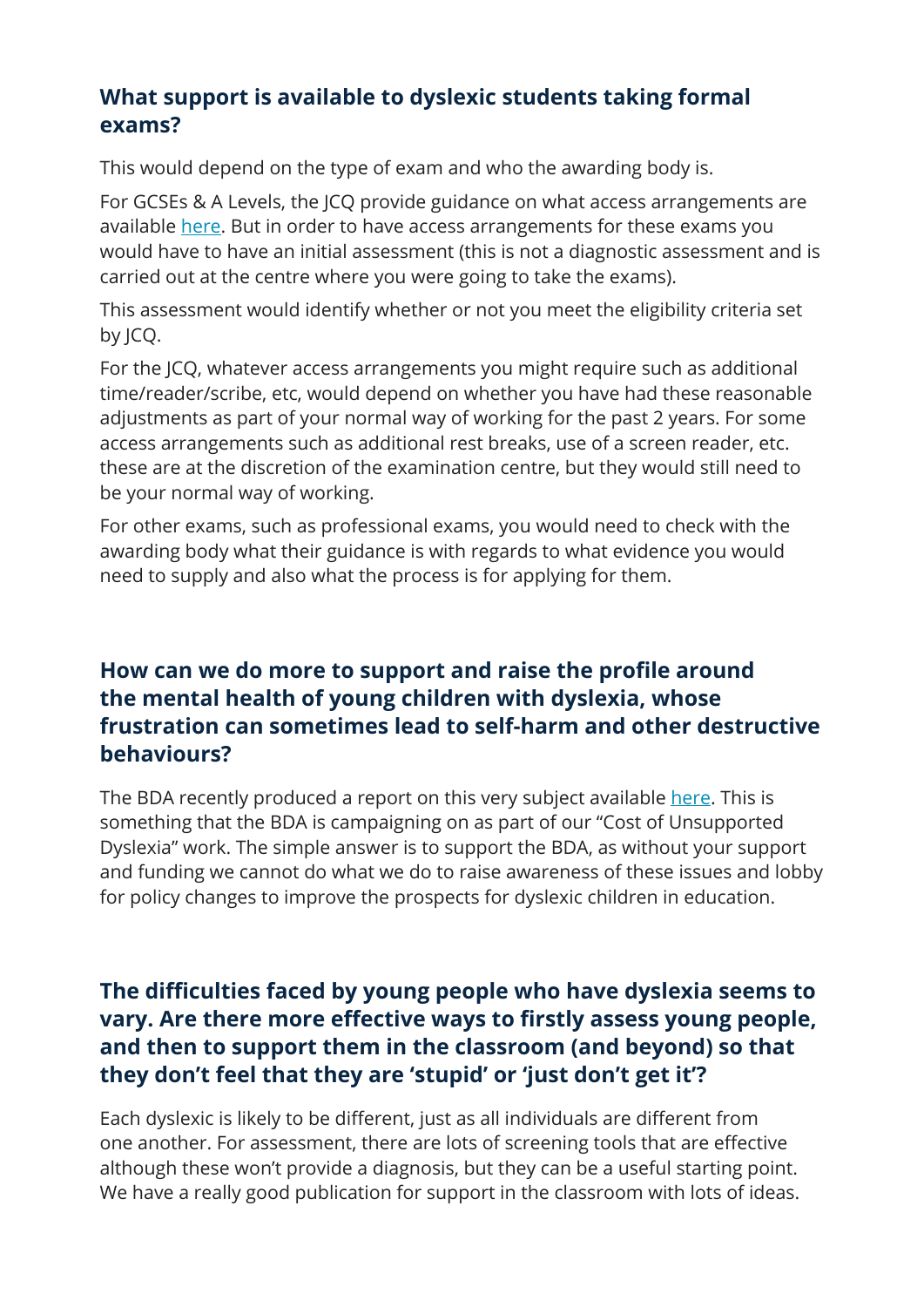### What support is available to dyslexic students taking formal exams?

This would depend on the type of exam and who the awarding body is.

For GCSEs & A Levels, the JCQ provide guidance on what access arrangements are available here. But in order to have access arrangements for these exams you would have to have an initial assessment (this is not a diagnostic assessment and is carried out at the centre where you were going to take the exams).

This assessment would identify whether or not you meet the eligibility criteria set by JCQ.

For the JCQ, whatever access arrangements you might require such as additional time/reader/scribe, etc, would depend on whether you have had these reasonable adjustments as part of your normal way of working for the past 2 years. For some access arrangements such as additional rest breaks, use of a screen reader, etc. these are at the discretion of the examination centre, but they would still need to be your normal way of working.

For other exams, such as professional exams, you would need to check with the awarding body what their guidance is with regards to what evidence you would need to supply and also what the process is for applying for them.

### How can we do more to support and raise the profile around the mental health of young children with dyslexia, whose frustration can sometimes lead to self-harm and other destructive behaviours?

The BDA recently produced a report on this very subject available here. This is something that the BDA is campaigning on as part of our "Cost of Unsupported Dyslexia" work. The simple answer is to support the BDA, as without your support and funding we cannot do what we do to raise awareness of these issues and lobby for policy changes to improve the prospects for dyslexic children in education.

### The difficulties faced by young people who have dyslexia seems to vary. Are there more effective ways to firstly assess young people, and then to support them in the classroom (and beyond) so that they don't feel that they are 'stupid' or 'just don't get it'?

Each dyslexic is likely to be different, just as all individuals are different from one another. For assessment, there are lots of screening tools that are effective although these won't provide a diagnosis, but they can be a useful starting point. We have a really good publication for support in the classroom with lots of ideas.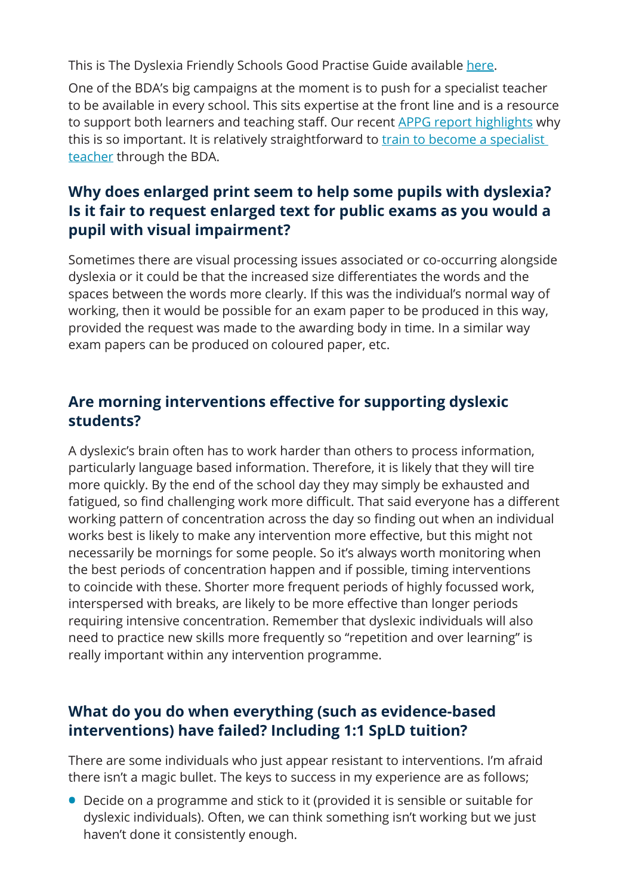This is The Dyslexia Friendly Schools Good Practise Guide available here.

One of the BDA's big campaigns at the moment is to push for a specialist teacher to be available in every school. This sits expertise at the front line and is a resource to support both learners and teaching staff. Our recent APPG report highlights why this is so important. It is relatively straightforward to train to become a specialist teacher through the BDA.

## Why does enlarged print seem to help some pupils with dyslexia? Is it fair to request enlarged text for public exams as you would a pupil with visual impairment?

Sometimes there are visual processing issues associated or co-occurring alongside dyslexia or it could be that the increased size differentiates the words and the spaces between the words more clearly. If this was the individual's normal way of working, then it would be possible for an exam paper to be produced in this way, provided the request was made to the awarding body in time. In a similar way exam papers can be produced on coloured paper, etc.

## Are morning interventions effective for supporting dyslexic students?

A dyslexic's brain often has to work harder than others to process information, particularly language based information. Therefore, it is likely that they will tire more quickly. By the end of the school day they may simply be exhausted and fatigued, so find challenging work more difficult. That said everyone has a different working pattern of concentration across the day so finding out when an individual works best is likely to make any intervention more effective, but this might not necessarily be mornings for some people. So it's always worth monitoring when the best periods of concentration happen and if possible, timing interventions to coincide with these. Shorter more frequent periods of highly focussed work, interspersed with breaks, are likely to be more effective than longer periods requiring intensive concentration. Remember that dyslexic individuals will also need to practice new skills more frequently so "repetition and over learning" is really important within any intervention programme.

## What do you do when everything (such as evidence-based interventions) have failed? Including 1:1 SpLD tuition?

There are some individuals who just appear resistant to interventions. I'm afraid there isn't a magic bullet. The keys to success in my experience are as follows;

- Decide on a programme and stick to it (provided it is sensible or suitable for dyslexic individuals). Often, we can think something isn't working but we just haven't done it consistently enough.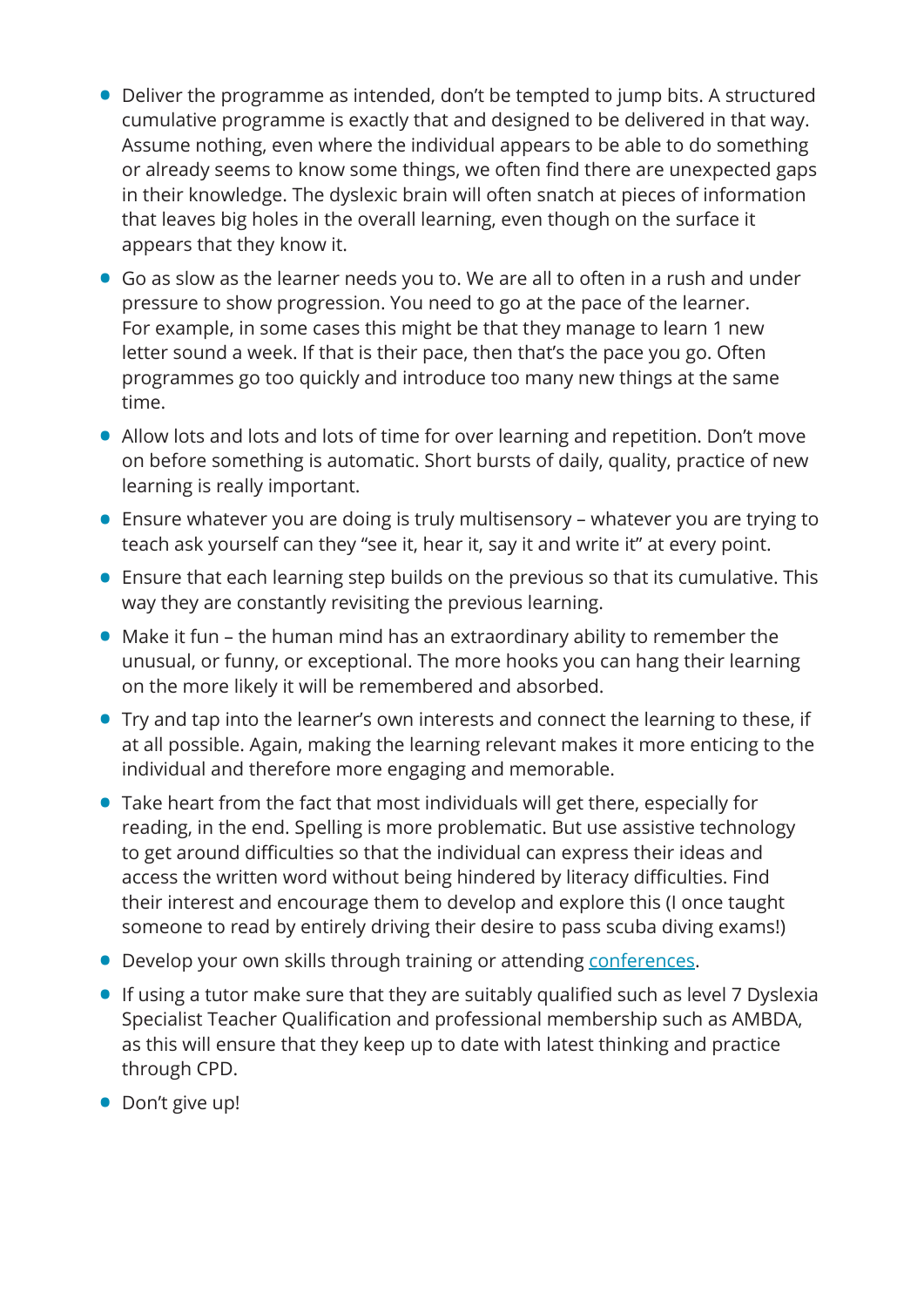- Deliver the programme as intended, don't be tempted to jump bits. A structured cumulative programme is exactly that and designed to be delivered in that way. Assume nothing, even where the individual appears to be able to do something or already seems to know some things, we often find there are unexpected gaps in their knowledge. The dyslexic brain will often snatch at pieces of information that leaves big holes in the overall learning, even though on the surface it appears that they know it.
- Go as slow as the learner needs you to. We are all to often in a rush and under pressure to show progression. You need to go at the pace of the learner. For example, in some cases this might be that they manage to learn 1 new letter sound a week. If that is their pace, then that's the pace you go. Often programmes go too quickly and introduce too many new things at the same time.
- Allow lots and lots and lots of time for over learning and repetition. Don't move on before something is automatic. Short bursts of daily, quality, practice of new learning is really important.
- Ensure whatever you are doing is truly multisensory – whatever you are trying to teach ask yourself can they "see it, hear it, say it and write it" at every point.
- Ensure that each learning step builds on the previous so that its cumulative. This way they are constantly revisiting the previous learning.
- Make it fun – the human mind has an extraordinary ability to remember the unusual, or funny, or exceptional. The more hooks you can hang their learning on the more likely it will be remembered and absorbed.
- Try and tap into the learner's own interests and connect the learning to these, if at all possible. Again, making the learning relevant makes it more enticing to the individual and therefore more engaging and memorable.
- Take heart from the fact that most individuals will get there, especially for reading, in the end. Spelling is more problematic. But use assistive technology to get around difficulties so that the individual can express their ideas and access the written word without being hindered by literacy difficulties. Find their interest and encourage them to develop and explore this (I once taught someone to read by entirely driving their desire to pass scuba diving exams!)
- Develop your own skills through training or attending conferences.
- If using a tutor make sure that they are suitably qualified such as level 7 Dyslexia Specialist Teacher Qualification and professional membership such as AMBDA, as this will ensure that they keep up to date with latest thinking and practice through CPD.
- Don't give up!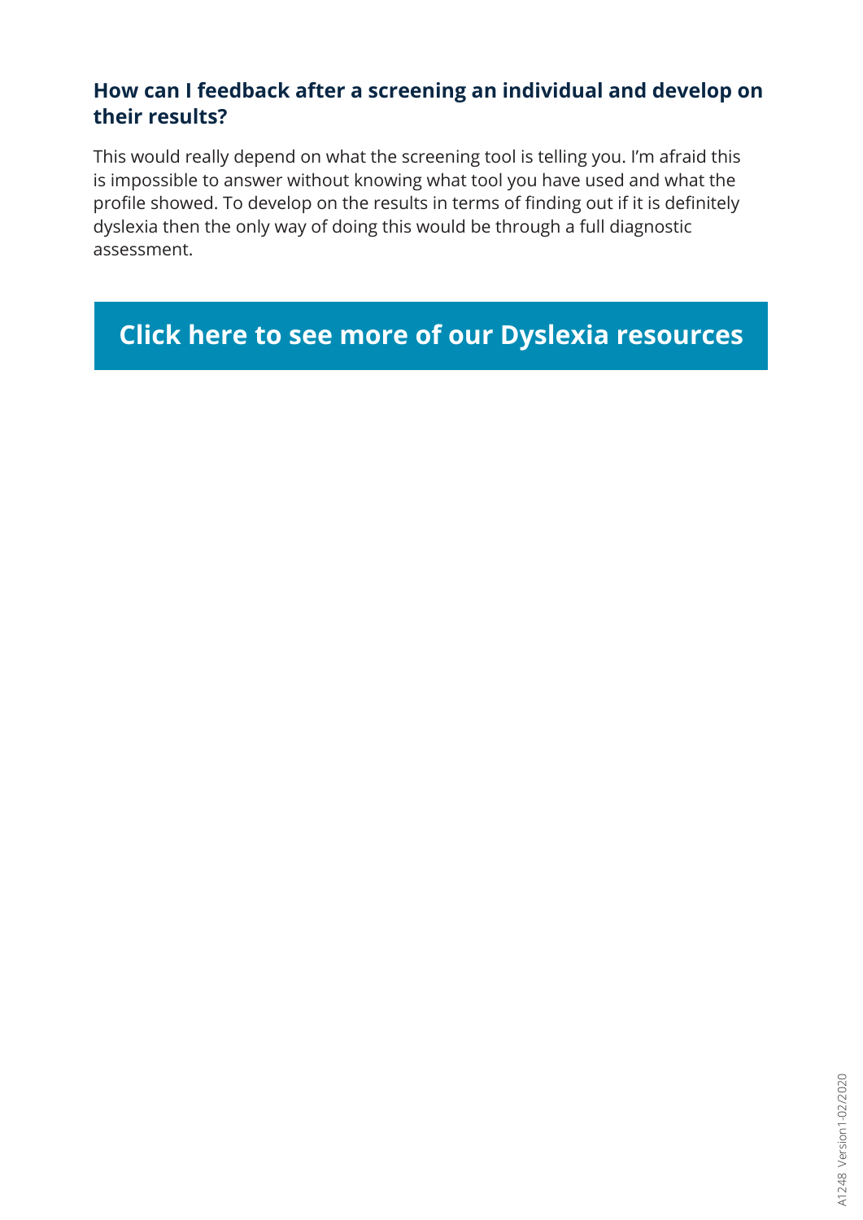### How can I feedback after a screening an individual and develop on their results?

This would really depend on what the screening tool is telling you. I'm afraid this is impossible to answer without knowing what tool you have used and what the profile showed. To develop on the results in terms of finding out if it is definitely dyslexia then the only way of doing this would be through a full diagnostic assessment.

**Click here to see more of our Dyslexia resources**

A1248 Version1-02/2020